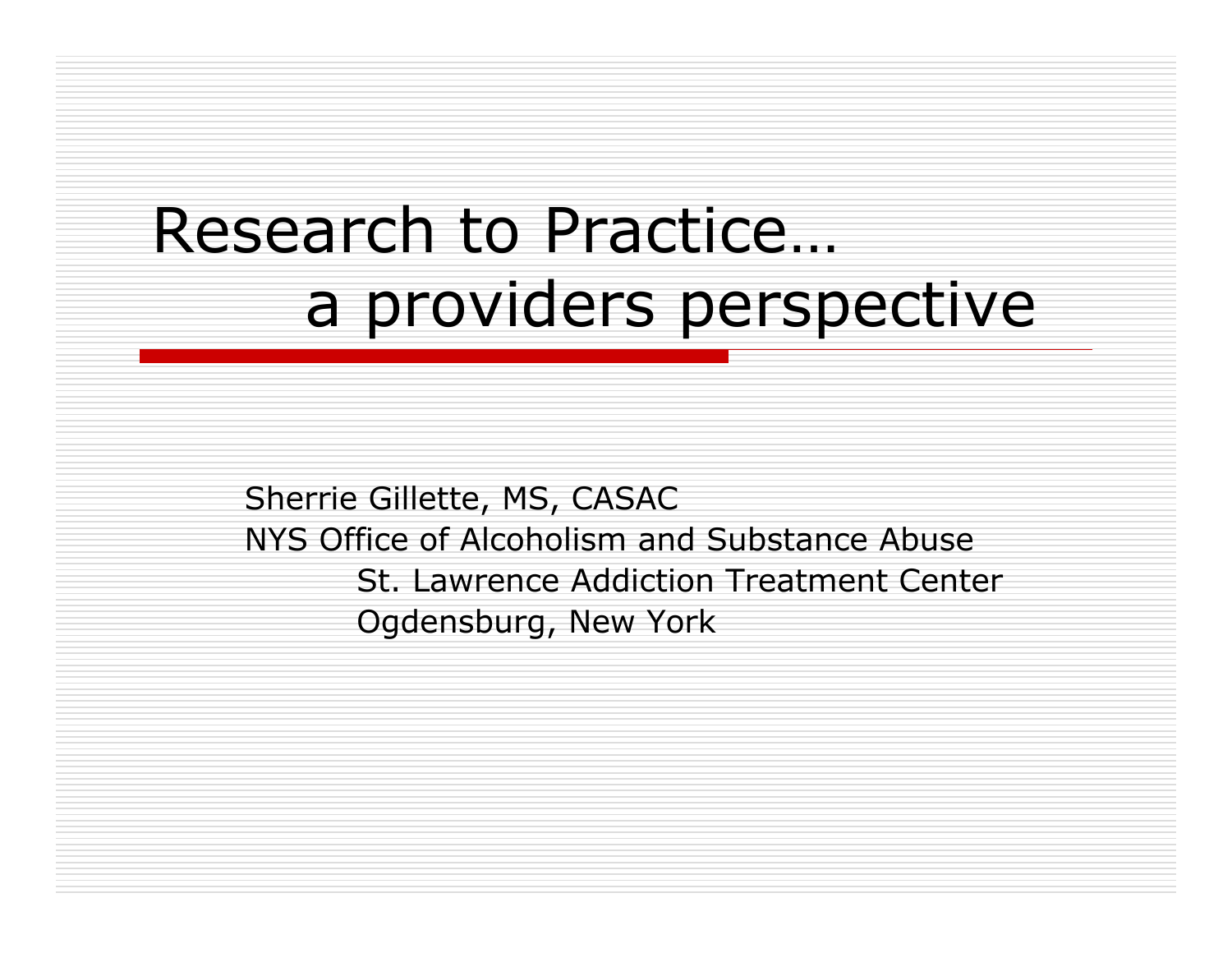# Research to Practice… a providers perspective

Sherrie Gillette, MS, CASAC
NYS Office of Alcoholism and Substance Abuse
St. Lawrence Addiction Treatment Center
Ogdensburg, New York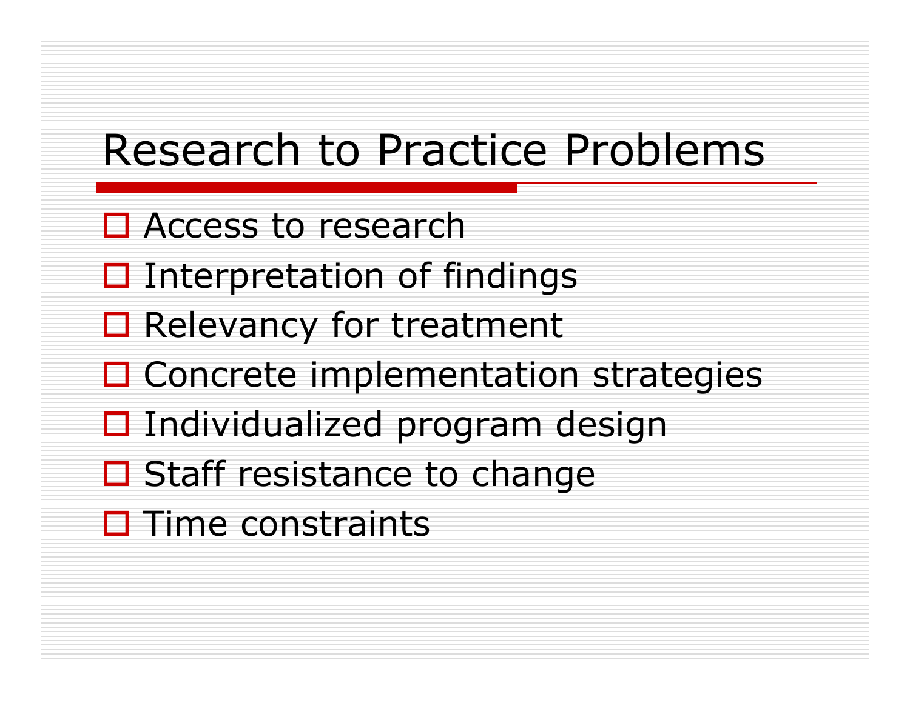# Research to Practice Problems

- Access to research
- Interpretation of findings
- Relevancy for treatment
- Concrete implementation strategies
- Individualized program design
- Staff resistance to change
- Time constraints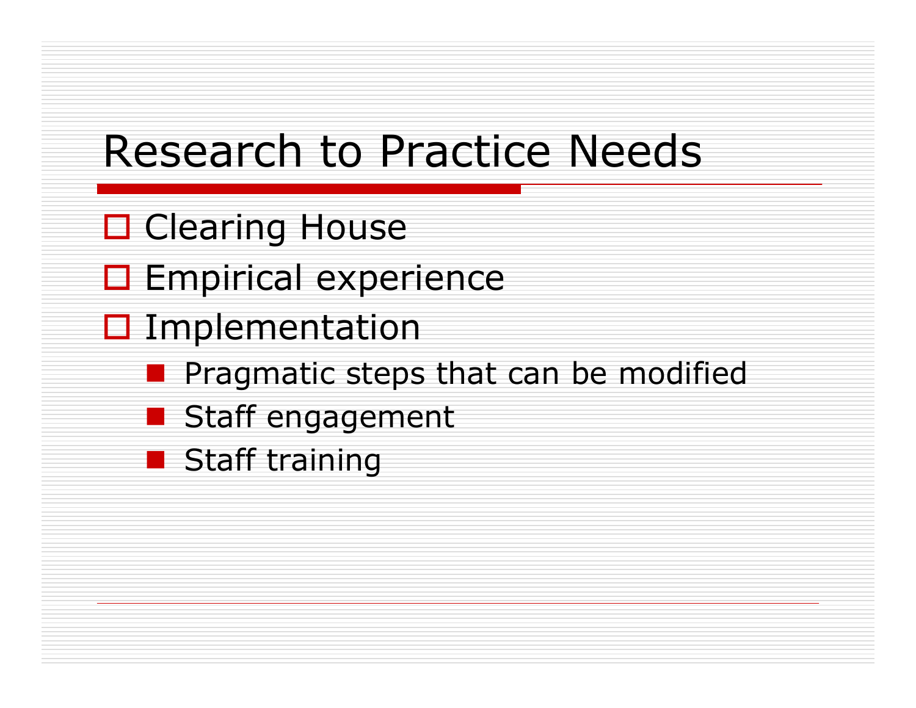# Research to Practice Needs

- Clearing House
- Empirical experience
- Implementation
  - Pragmatic steps that can be modified
  - Staff engagement
  - Staff training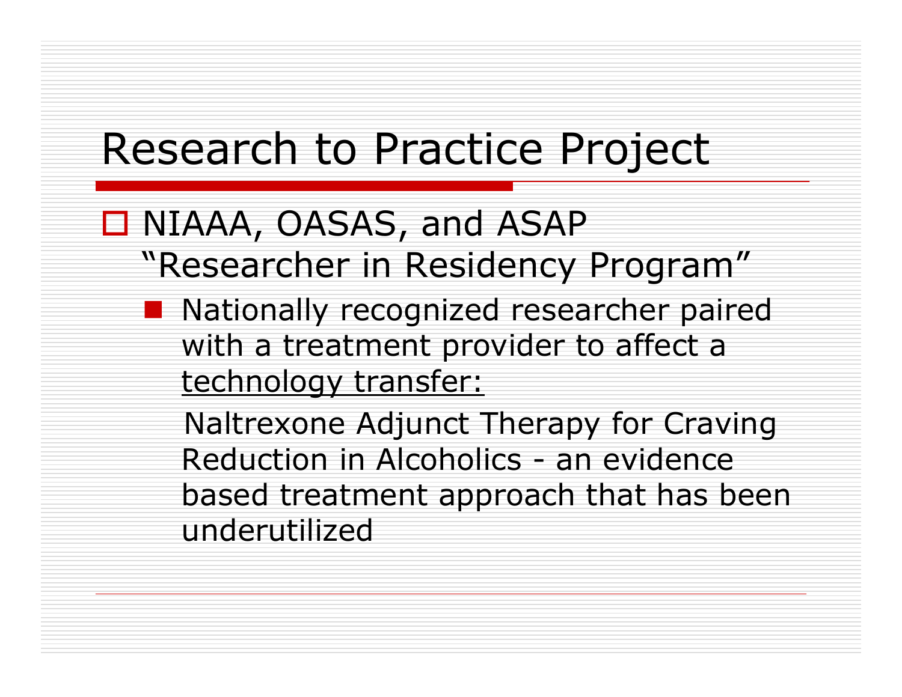# Research to Practice Project

- NIAAA, OASAS, and ASAP "Researcher in Residency Program"
  - Nationally recognized researcher paired with a treatment provider to affect a <u>technology transfer:</u>

    Naltrexone Adjunct Therapy for Craving Reduction in Alcoholics - an evidence based treatment approach that has been underutilized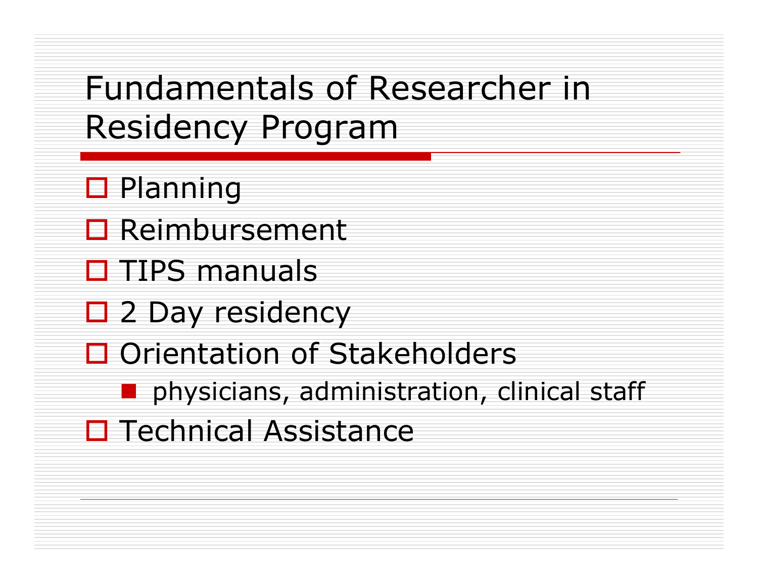# Fundamentals of Researcher in Residency Program

- Planning
- Reimbursement
- TIPS manuals
- 2 Day residency
- Orientation of Stakeholders
  - physicians, administration, clinical staff
- Technical Assistance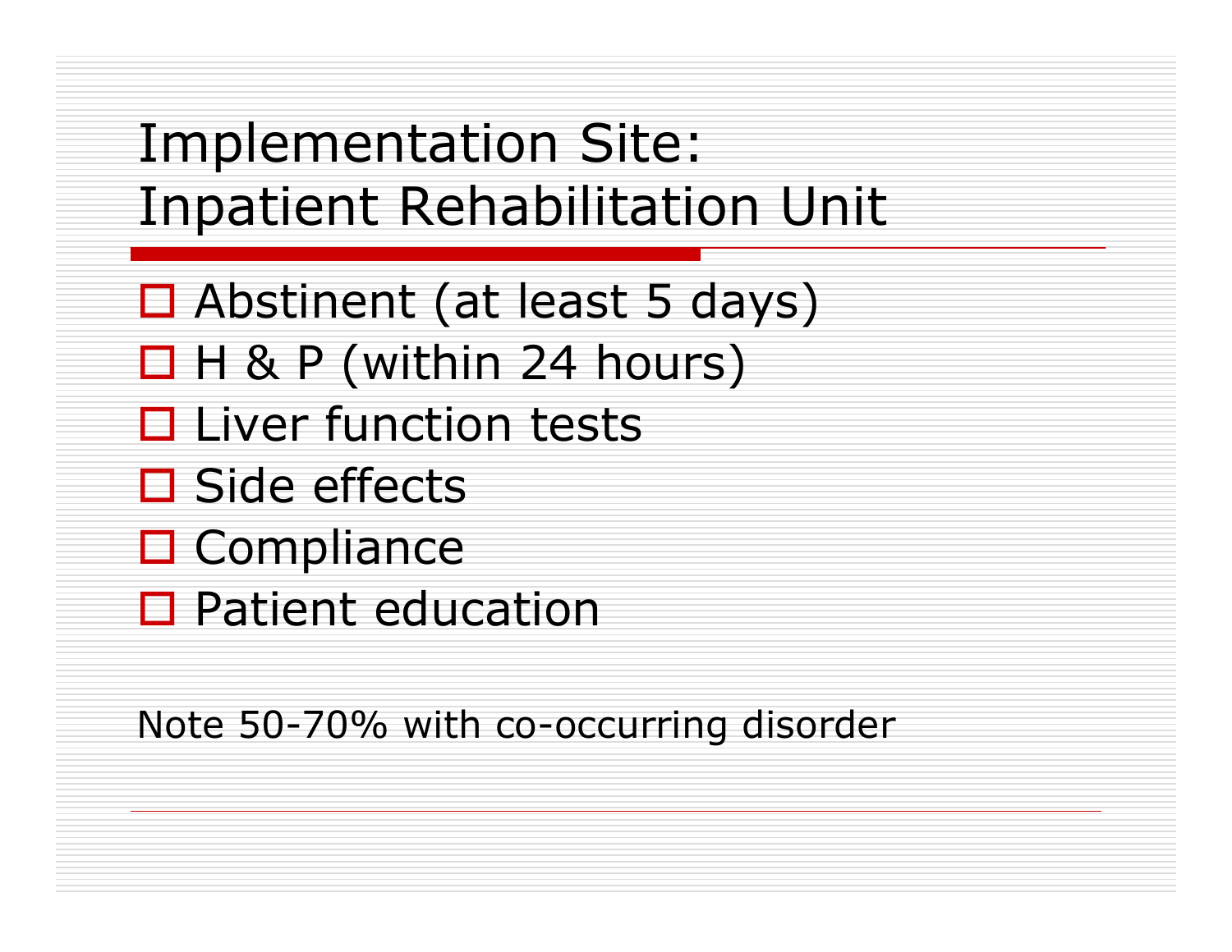# Implementation Site: Inpatient Rehabilitation Unit

- Abstinent (at least 5 days)
- H & P (within 24 hours)
- Liver function tests
- Side effects
- Compliance
- Patient education

Note 50-70% with co-occurring disorder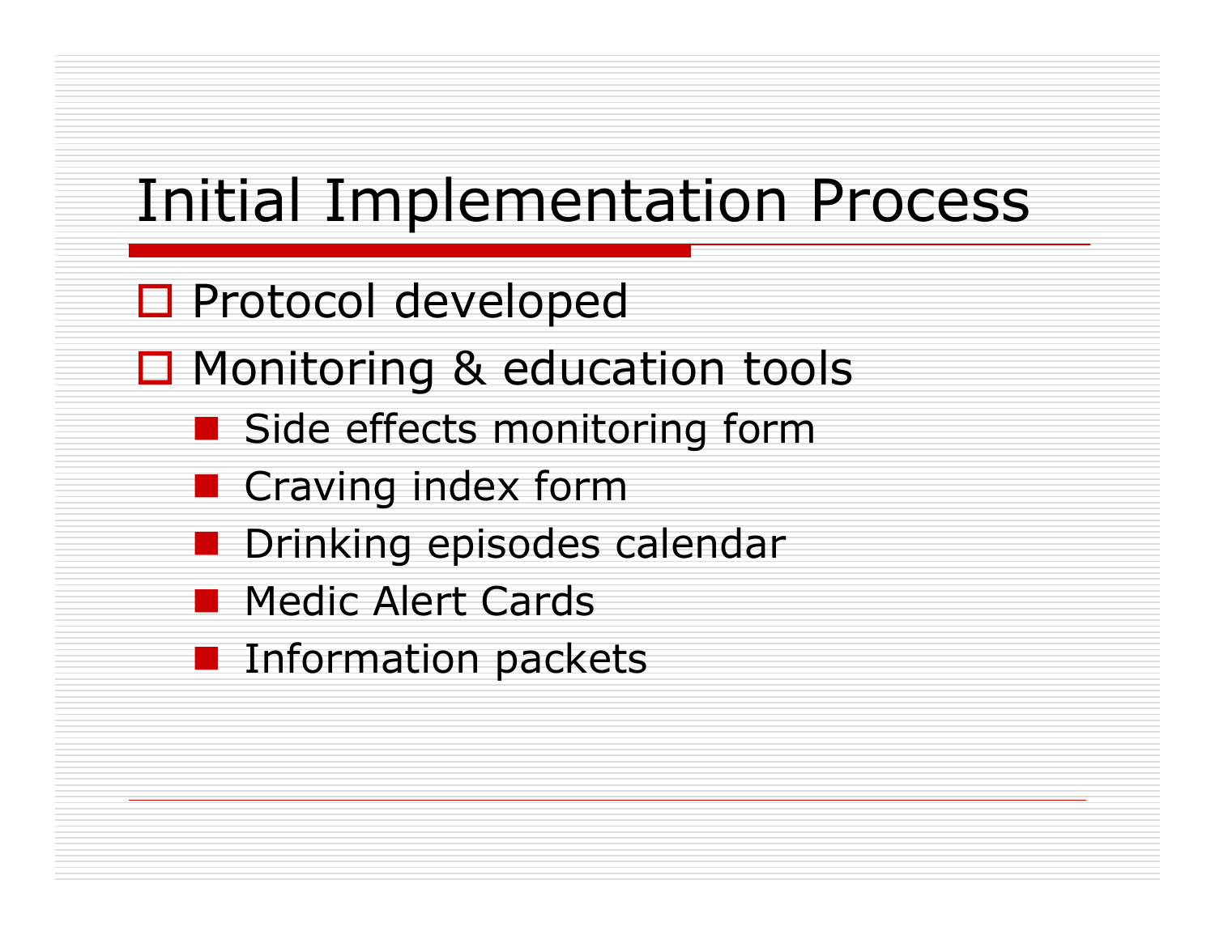# Initial Implementation Process

- Protocol developed
- Monitoring & education tools
  - Side effects monitoring form
  - Craving index form
  - Drinking episodes calendar
  - Medic Alert Cards
  - Information packets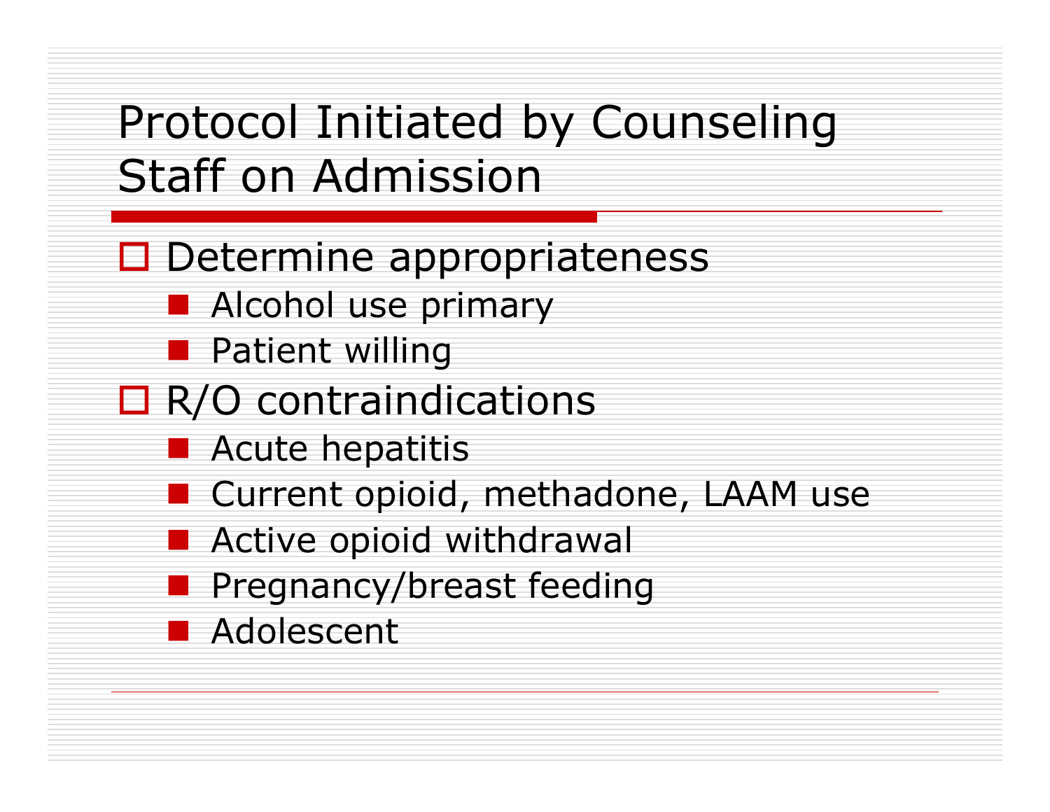# Protocol Initiated by Counseling Staff on Admission

- Determine appropriateness
  - Alcohol use primary
  - Patient willing
- R/O contraindications
  - Acute hepatitis
  - Current opioid, methadone, LAAM use
  - Active opioid withdrawal
  - Pregnancy/breast feeding
  - Adolescent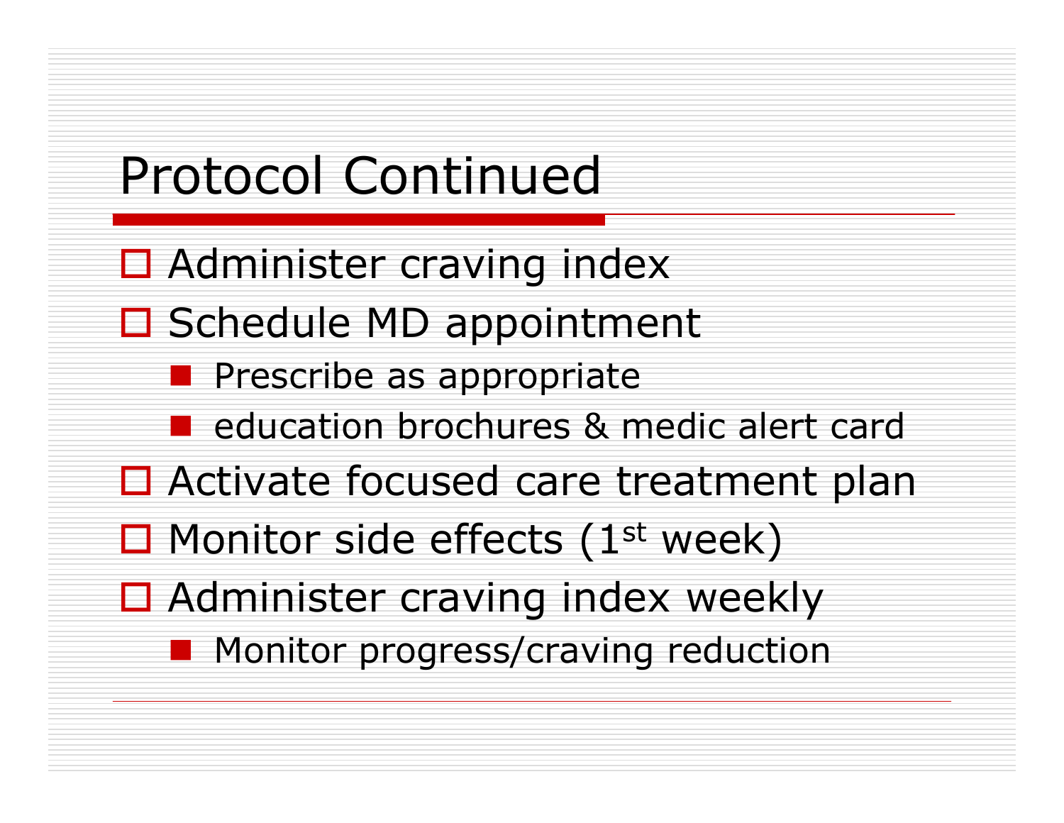# Protocol Continued

- Administer craving index
- Schedule MD appointment
  - Prescribe as appropriate
  - education brochures & medic alert card
- Activate focused care treatment plan
- Monitor side effects (1st week)
- Administer craving index weekly
  - Monitor progress/craving reduction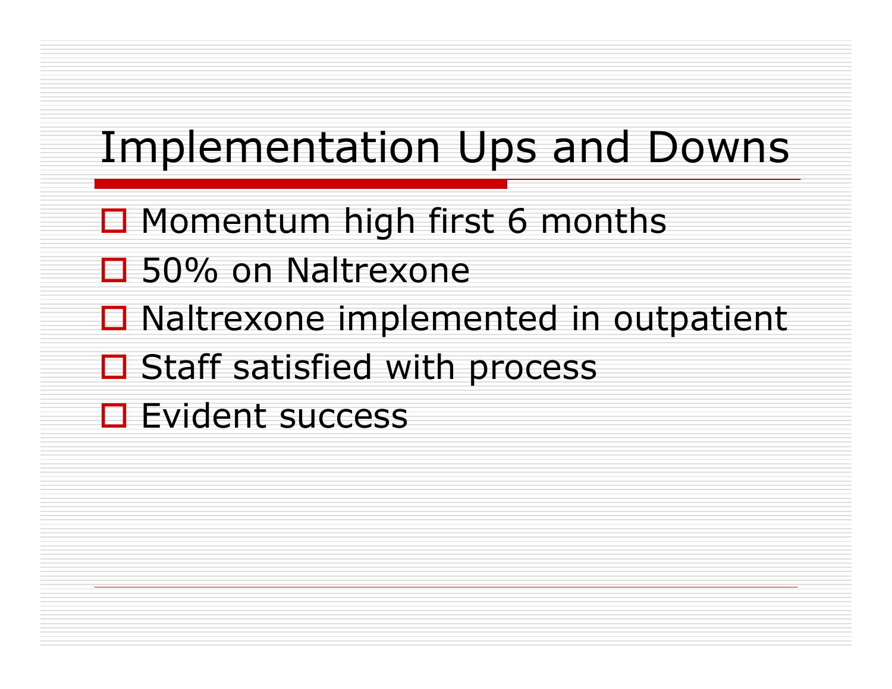# Implementation Ups and Downs

- Momentum high first 6 months
- 50% on Naltrexone
- Naltrexone implemented in outpatient
- Staff satisfied with process
- Evident success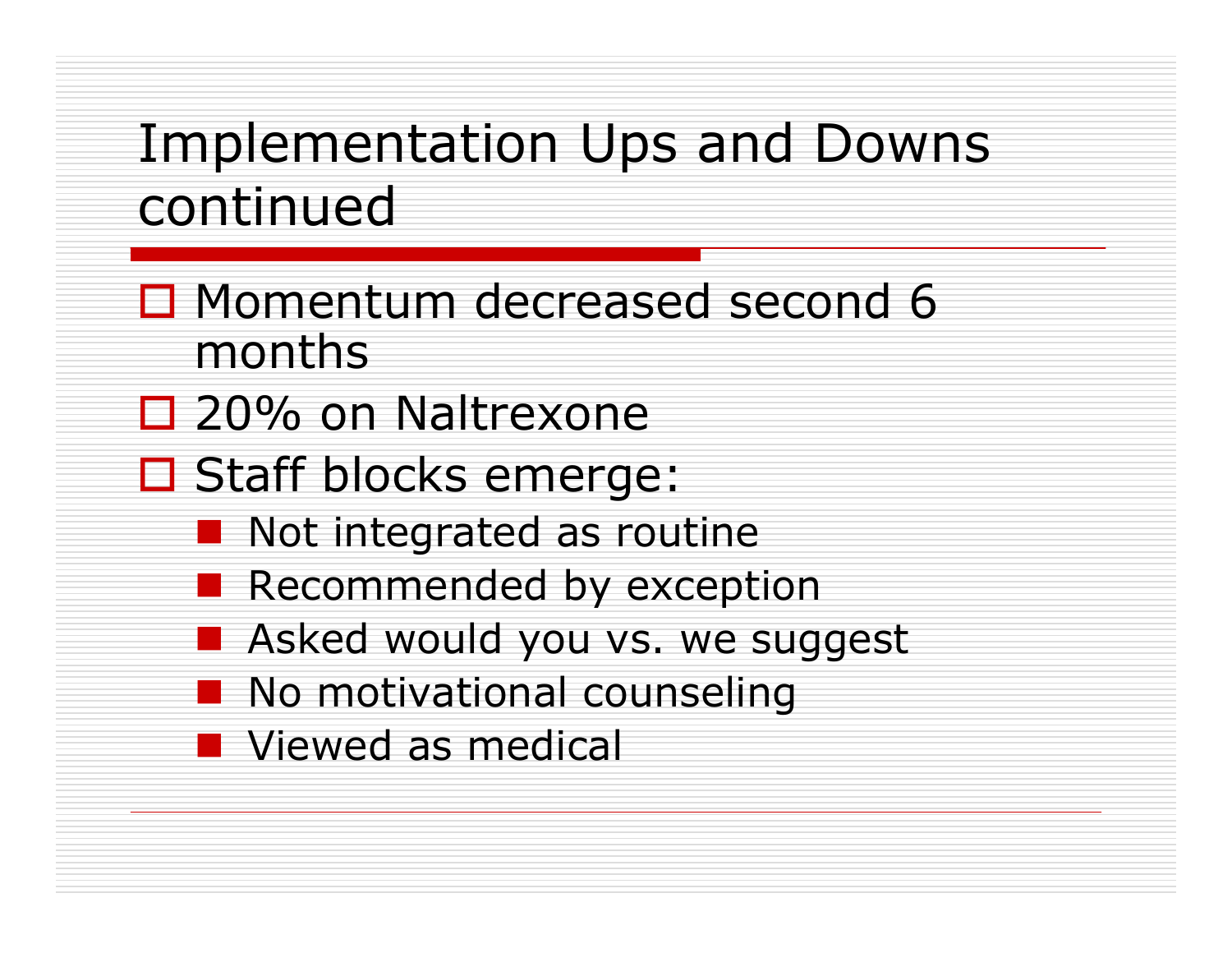# Implementation Ups and Downs continued

- Momentum decreased second 6 months
- 20% on Naltrexone
- Staff blocks emerge:
  - Not integrated as routine
  - Recommended by exception
  - Asked would you vs. we suggest
  - No motivational counseling
  - Viewed as medical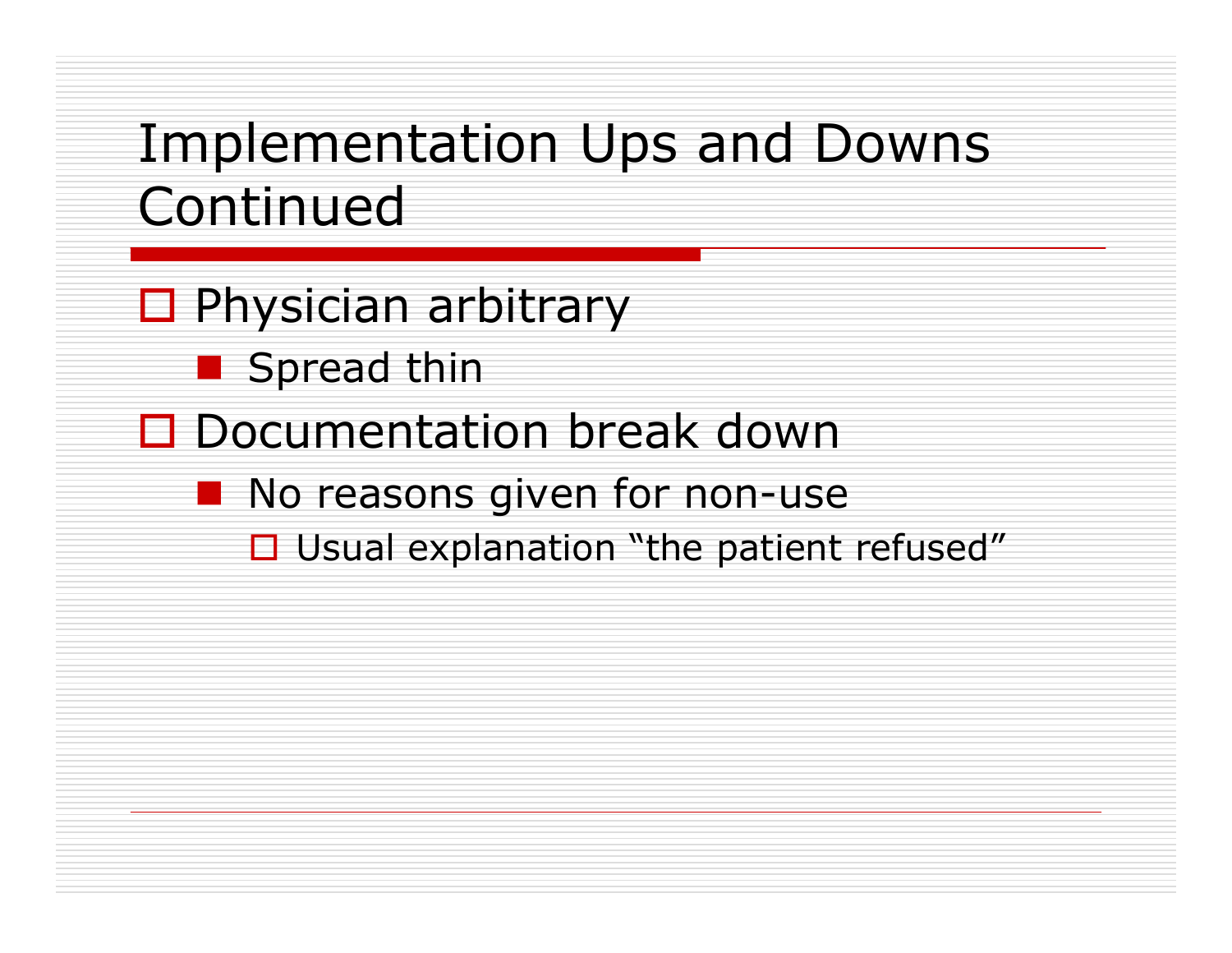# Implementation Ups and Downs Continued

- Physician arbitrary
  - Spread thin
- Documentation break down
  - No reasons given for non-use
    - Usual explanation “the patient refused”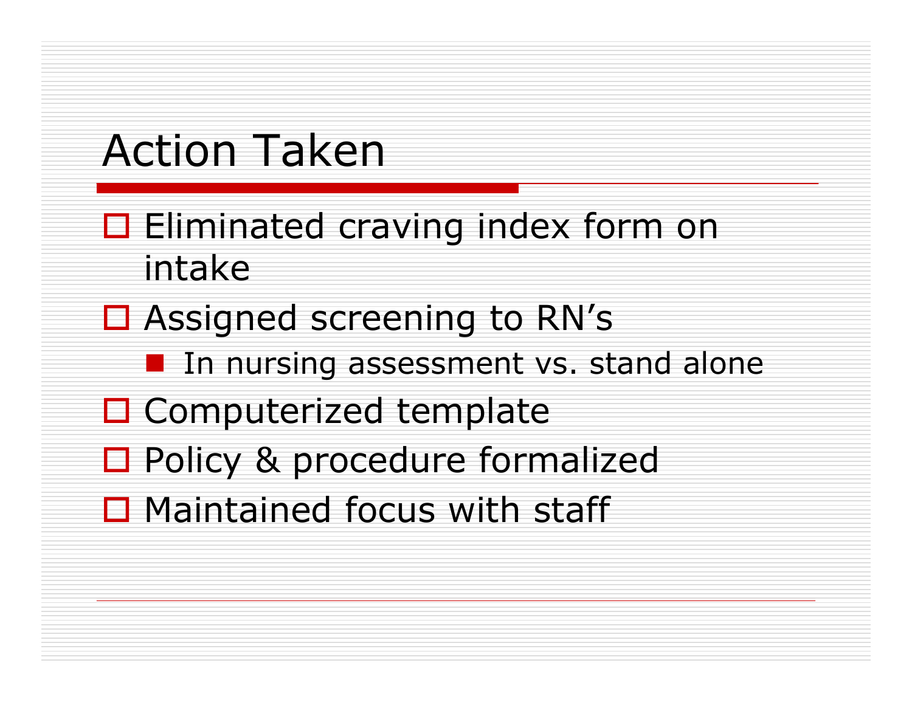# Action Taken

- Eliminated craving index form on intake
- Assigned screening to RN's
  - In nursing assessment vs. stand alone
- Computerized template
- Policy & procedure formalized
- Maintained focus with staff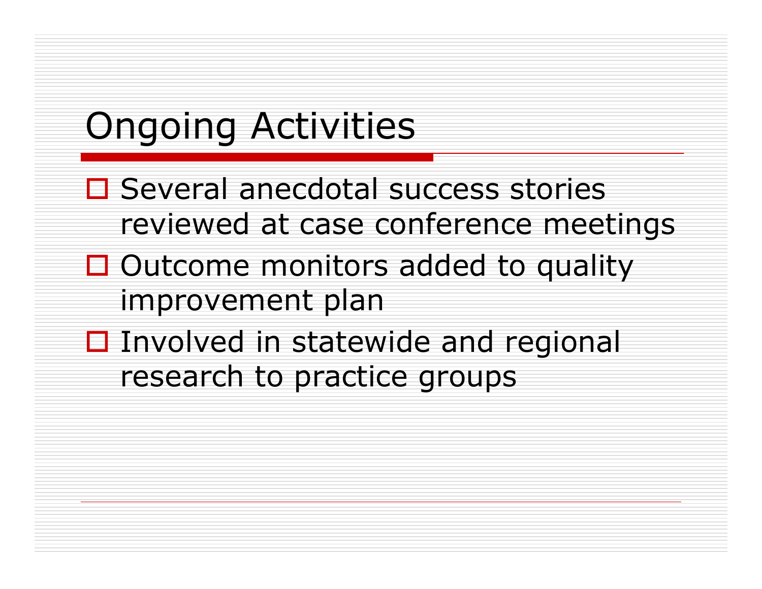# Ongoing Activities

- Several anecdotal success stories reviewed at case conference meetings
- Outcome monitors added to quality improvement plan
- Involved in statewide and regional research to practice groups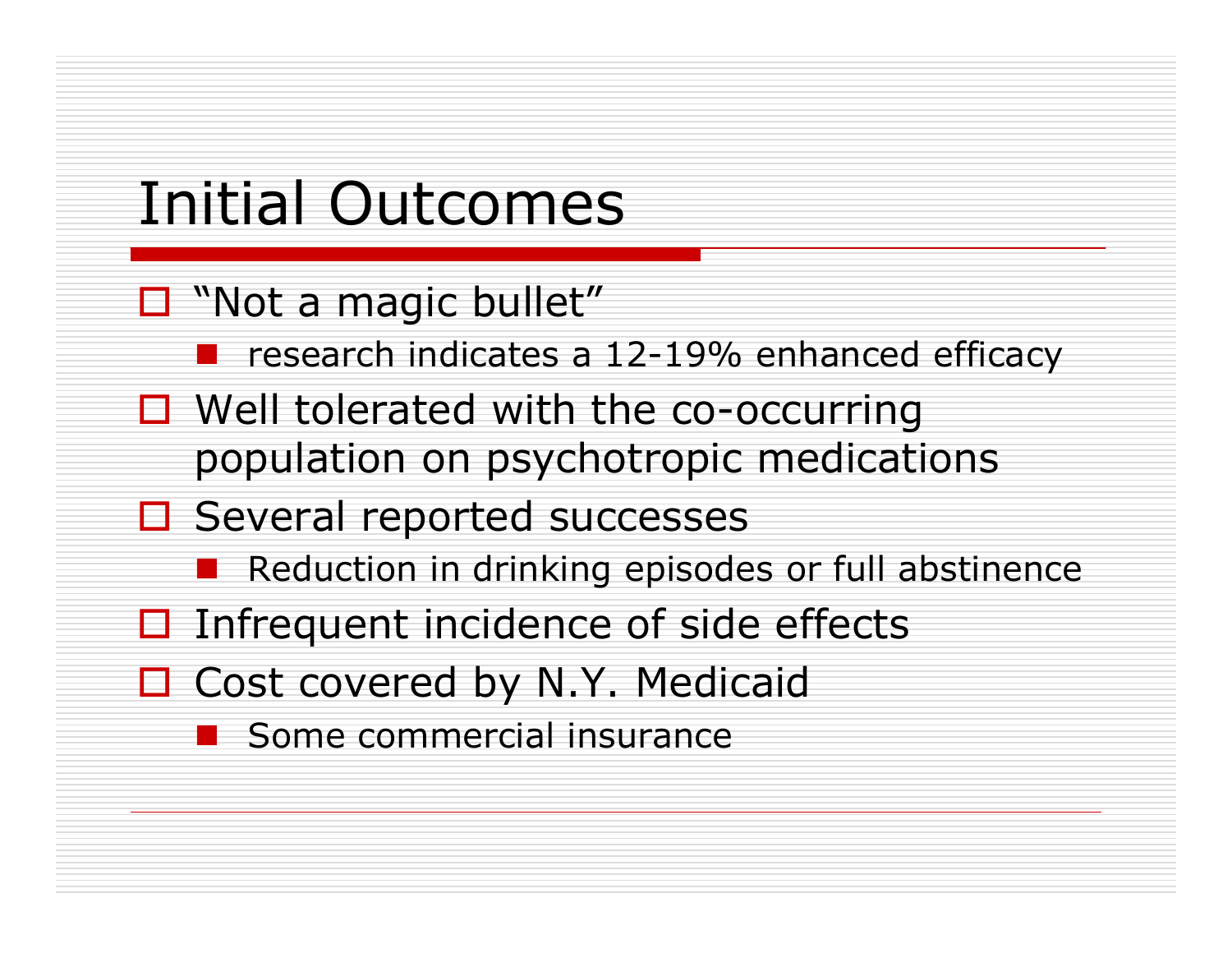# Initial Outcomes

- "Not a magic bullet"
  - research indicates a 12-19% enhanced efficacy
- Well tolerated with the co-occurring population on psychotropic medications
- Several reported successes
  - Reduction in drinking episodes or full abstinence
- Infrequent incidence of side effects
- Cost covered by N.Y. Medicaid
  - Some commercial insurance